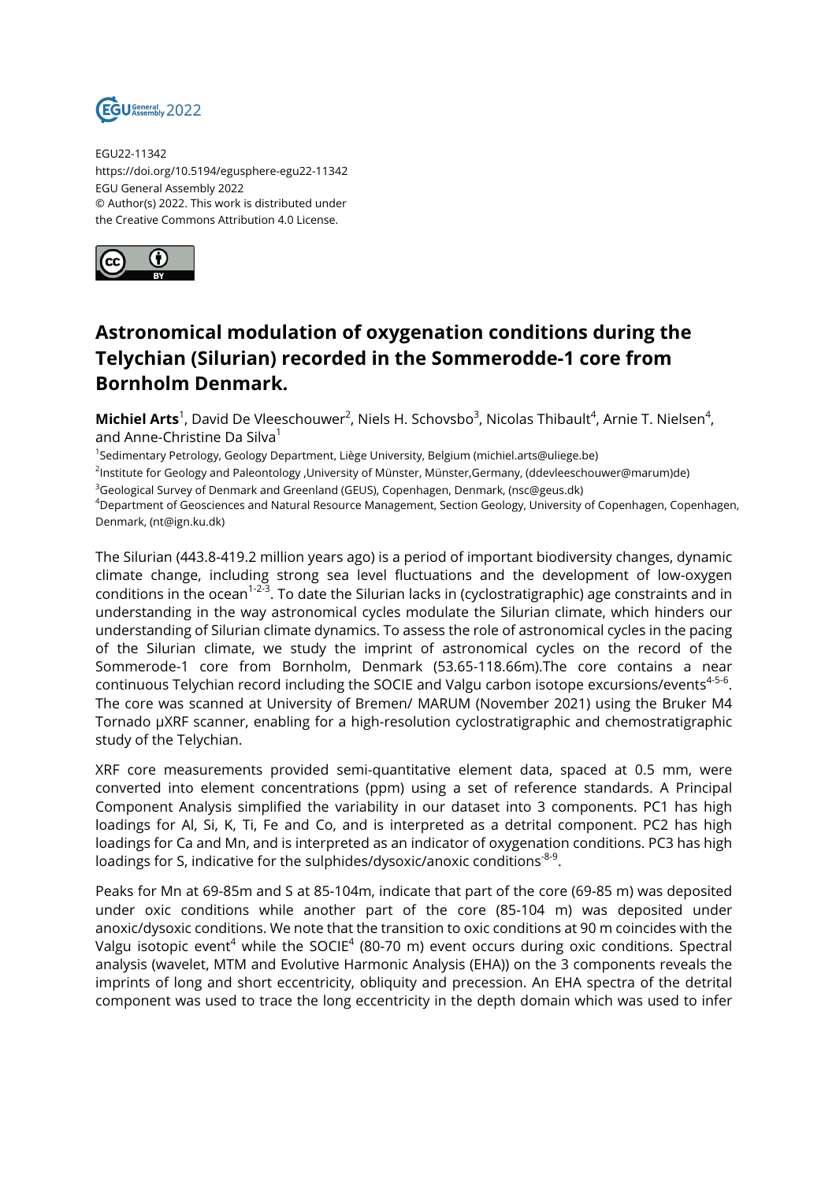EGU22-11342
https://doi.org/10.5194/egusphere-egu22-11342
EGU General Assembly 2022
© Author(s) 2022. This work is distributed under
the Creative Commons Attribution 4.0 License.

# Astronomical modulation of oxygenation conditions during the Telychian (Silurian) recorded in the Sommerodde-1 core from Bornholm Denmark.

**Michiel Arts**[1], David De Vleeschouwer[2], Niels H. Schovsbo[3], Nicolas Thibault[4], Arnie T. Nielsen[4], and Anne-Christine Da Silva[1]

[1]Sedimentary Petrology, Geology Department, Liège University, Belgium (michiel.arts@uliege.be)
[2]Institute for Geology and Paleontology ,University of Münster, Münster,Germany, (ddevleeschouwer@marum)de)
[3]Geological Survey of Denmark and Greenland (GEUS), Copenhagen, Denmark, (nsc@geus.dk)
[4]Department of Geosciences and Natural Resource Management, Section Geology, University of Copenhagen, Copenhagen, Denmark, (nt@ign.ku.dk)

The Silurian (443.8-419.2 million years ago) is a period of important biodiversity changes, dynamic climate change, including strong sea level fluctuations and the development of low-oxygen conditions in the ocean[1-2-3]. To date the Silurian lacks in (cyclostratigraphic) age constraints and in understanding in the way astronomical cycles modulate the Silurian climate, which hinders our understanding of Silurian climate dynamics. To assess the role of astronomical cycles in the pacing of the Silurian climate, we study the imprint of astronomical cycles on the record of the Sommerode-1 core from Bornholm, Denmark (53.65-118.66m).The core contains a near continuous Telychian record including the SOCIE and Valgu carbon isotope excursions/events[4-5-6]. The core was scanned at University of Bremen/ MARUM (November 2021) using the Bruker M4 Tornado µXRF scanner, enabling for a high-resolution cyclostratigraphic and chemostratigraphic study of the Telychian.

XRF core measurements provided semi-quantitative element data, spaced at 0.5 mm, were converted into element concentrations (ppm) using a set of reference standards. A Principal Component Analysis simplified the variability in our dataset into 3 components. PC1 has high loadings for Al, Si, K, Ti, Fe and Co, and is interpreted as a detrital component. PC2 has high loadings for Ca and Mn, and is interpreted as an indicator of oxygenation conditions. PC3 has high loadings for S, indicative for the sulphides/dysoxic/anoxic conditions[-8-9].

Peaks for Mn at 69-85m and S at 85-104m, indicate that part of the core (69-85 m) was deposited under oxic conditions while another part of the core (85-104 m) was deposited under anoxic/dysoxic conditions. We note that the transition to oxic conditions at 90 m coincides with the Valgu isotopic event[4] while the SOCIE[4] (80-70 m) event occurs during oxic conditions. Spectral analysis (wavelet, MTM and Evolutive Harmonic Analysis (EHA)) on the 3 components reveals the imprints of long and short eccentricity, obliquity and precession. An EHA spectra of the detrital component was used to trace the long eccentricity in the depth domain which was used to infer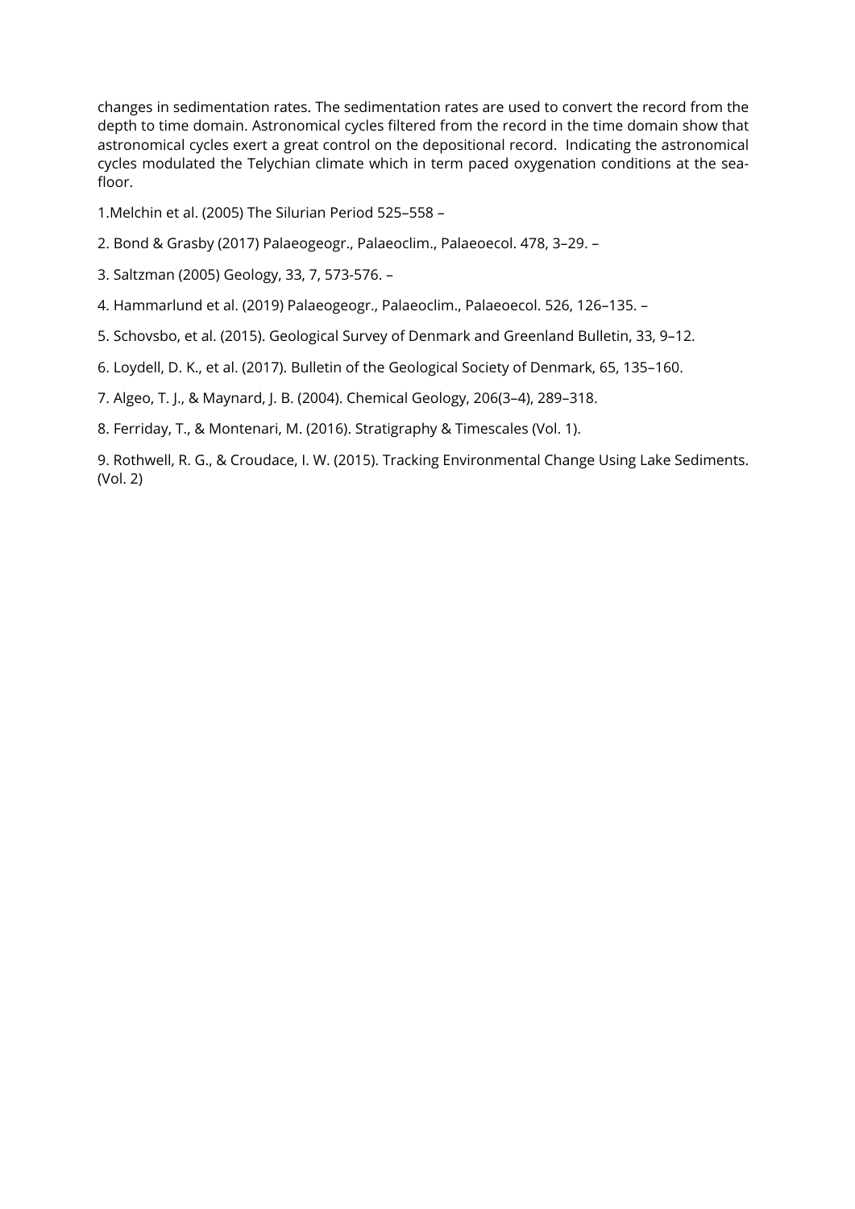changes in sedimentation rates. The sedimentation rates are used to convert the record from the depth to time domain. Astronomical cycles filtered from the record in the time domain show that astronomical cycles exert a great control on the depositional record.  Indicating the astronomical cycles modulated the Telychian climate which in term paced oxygenation conditions at the sea-floor.

1.Melchin et al. (2005) The Silurian Period 525–558 –

2. Bond & Grasby (2017) Palaeogeogr., Palaeoclim., Palaeoecol. 478, 3–29. –

3. Saltzman (2005) Geology, 33, 7, 573-576. –

4. Hammarlund et al. (2019) Palaeogeogr., Palaeoclim., Palaeoecol. 526, 126–135. –

5. Schovsbo, et al. (2015). Geological Survey of Denmark and Greenland Bulletin, 33, 9–12.

6. Loydell, D. K., et al. (2017). Bulletin of the Geological Society of Denmark, 65, 135–160.

7. Algeo, T. J., & Maynard, J. B. (2004). Chemical Geology, 206(3–4), 289–318.

8. Ferriday, T., & Montenari, M. (2016). Stratigraphy & Timescales (Vol. 1).

9. Rothwell, R. G., & Croudace, I. W. (2015). Tracking Environmental Change Using Lake Sediments. (Vol. 2)